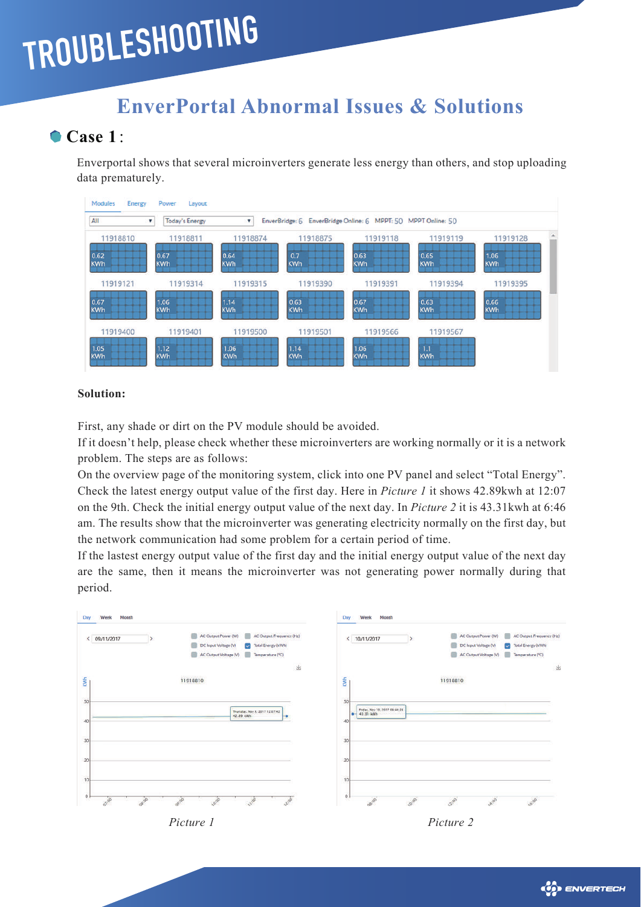# TROUBLESHOOTING

## EnverPortal Abnormal Issues & Solutions

### Case 1:

Enverportal shows that several microinverters generate less energy than others, and stop uploading data prematurely.

**Solution:**

First, any shade or dirt on the PV module should be avoided.
If it doesn't help, please check whether these microinverters are working normally or it is a network problem. The steps are as follows:
On the overview page of the monitoring system, click into one PV panel and select "Total Energy". Check the latest energy output value of the first day. Here in *Picture 1* it shows 42.89kwh at 12:07 on the 9th. Check the initial energy output value of the next day. In *Picture 2* it is 43.31kwh at 6:46 am. The results show that the microinverter was generating electricity normally on the first day, but the network communication had some problem for a certain period of time.
If the lastest energy output value of the first day and the initial energy output value of the next day are the same, then it means the microinverter was not generating power normally during that period.

*Picture 1*

*Picture 2*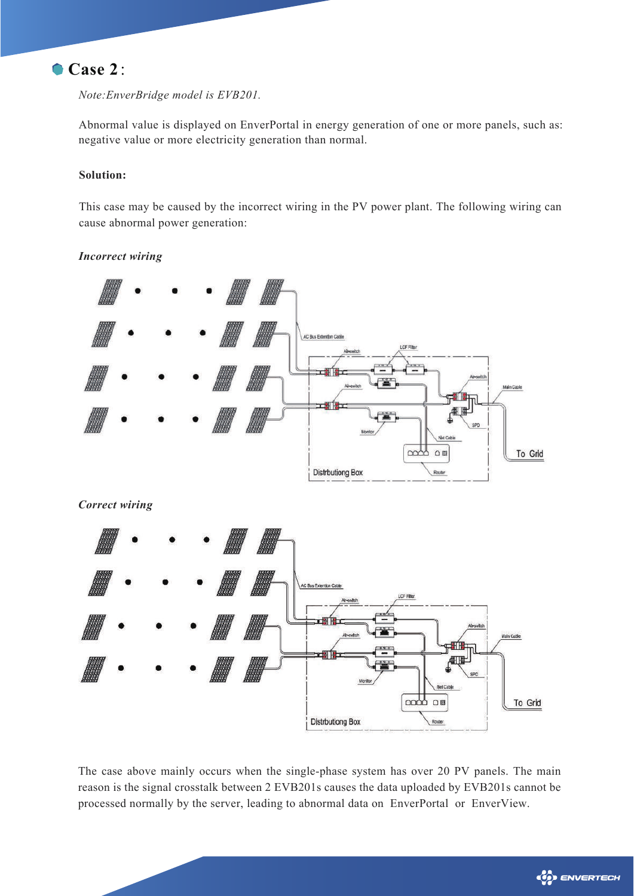## Case 2 :

*Note:EnverBridge model is EVB201.*

Abnormal value is displayed on EnverPortal in energy generation of one or more panels, such as: negative value or more electricity generation than normal.

**Solution:**

This case may be caused by the incorrect wiring in the PV power plant. The following wiring can cause abnormal power generation:

***Incorrect wiring***

***Correct wiring***

The case above mainly occurs when the single-phase system has over 20 PV panels. The main reason is the signal crosstalk between 2 EVB201s causes the data uploaded by EVB201s cannot be processed normally by the server, leading to abnormal data on EnverPortal or EnverView.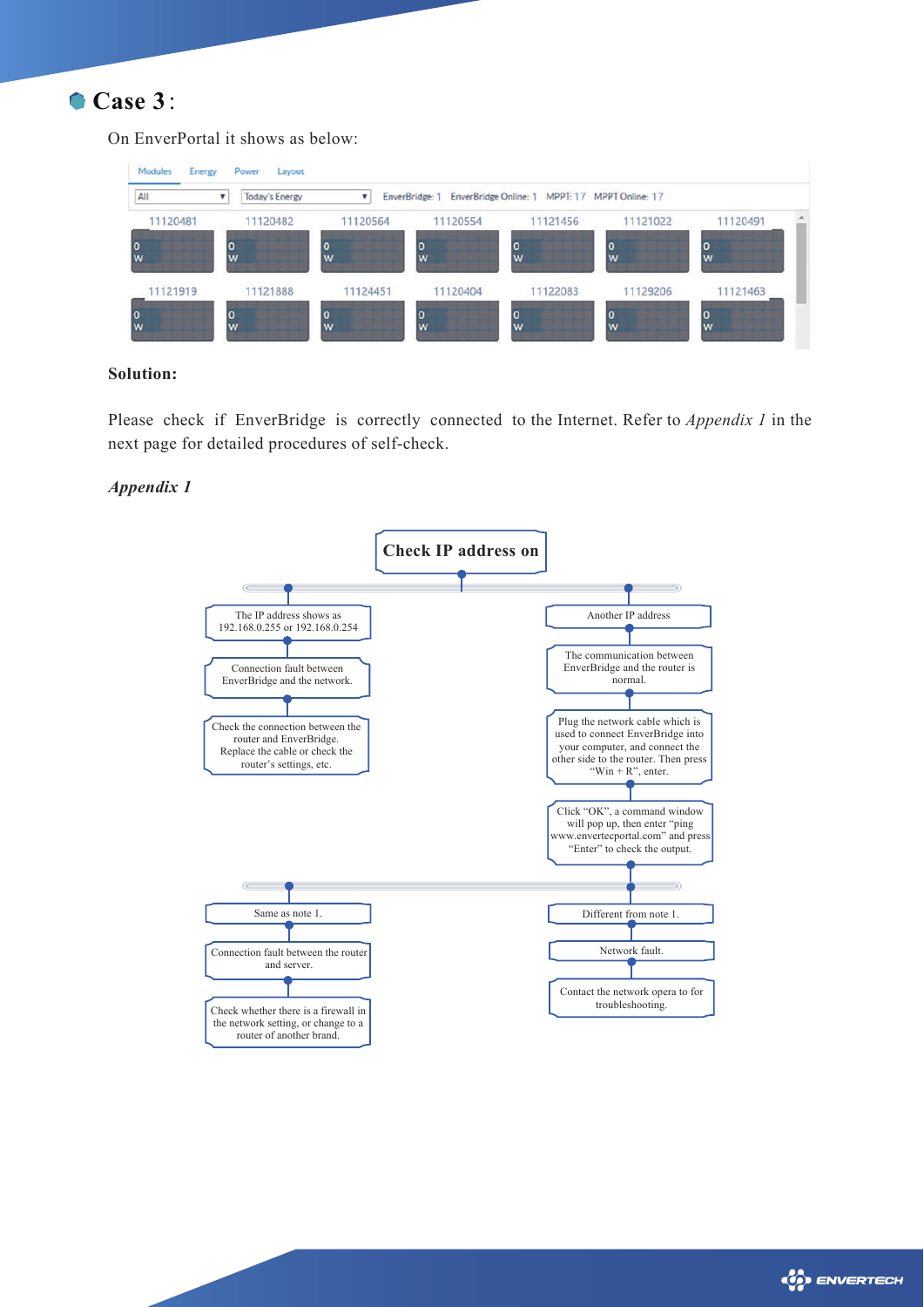## Case 3：

On EnverPortal it shows as below:

Modules Energy Power Layout

All | Today's Energy | EnverBridge: 1 EnverBridge Online: 1 MPPT: 17 MPPT Online: 17

| 11120481 | 11120482 | 11120564 | 11120554 | 11121456 | 11121022 | 11120491 |
|---|---|---|---|---|---|---|
| 0 W | 0 W | 0 W | 0 W | 0 W | 0 W | 0 W |
| 11121919 | 11121888 | 11124451 | 11120404 | 11122083 | 11129206 | 11121463 |
| 0 W | 0 W | 0 W | 0 W | 0 W | 0 W | 0 W |

**Solution:**

Please check if EnverBridge is correctly connected to the Internet. Refer to *Appendix 1* in the next page for detailed procedures of self-check.

***Appendix 1***

**Check IP address on**

- The IP address shows as 192.168.0.255 or 192.168.0.254
  - Connection fault between EnverBridge and the network.
  - Check the connection between the router and EnverBridge. Replace the cable or check the router's settings, etc.
- Another IP address
  - The communication between EnverBridge and the router is normal.
  - Plug the network cable which is used to connect EnverBridge into your computer, and connect the other side to the router. Then press "Win + R", enter.
  - Click "OK", a command window will pop up, then enter "ping www.envertecportal.com" and press "Enter" to check the output.
    - Same as note 1.
      - Connection fault between the router and server.
      - Check whether there is a firewall in the network setting, or change to a router of another brand.
    - Different from note 1.
      - Network fault.
      - Contact the network opera to for troubleshooting.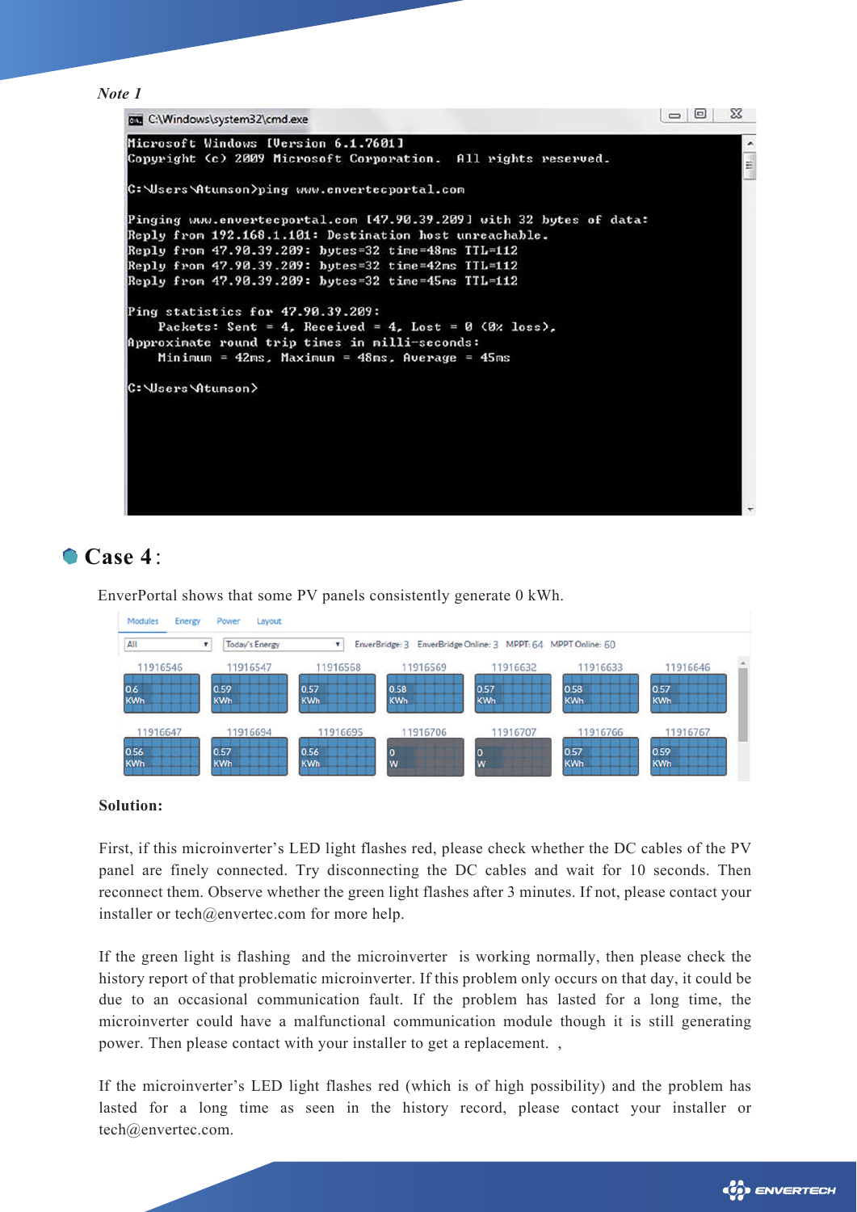*Note 1*

```
C:\Windows\system32\cmd.exe

Microsoft Windows [Version 6.1.7601]
Copyright (c) 2009 Microsoft Corporation.  All rights reserved.

C:\Users\Atunson>ping www.envertecportal.com

Pinging www.envertecportal.com [47.90.39.209] with 32 bytes of data:
Reply from 192.168.1.101: Destination host unreachable.
Reply from 47.90.39.209: bytes=32 time=48ms TTL=112
Reply from 47.90.39.209: bytes=32 time=42ms TTL=112
Reply from 47.90.39.209: bytes=32 time=45ms TTL=112

Ping statistics for 47.90.39.209:
    Packets: Sent = 4, Received = 4, Lost = 0 (0% loss),
Approximate round trip times in milli-seconds:
    Minimum = 42ms, Maximum = 48ms, Average = 45ms

C:\Users\Atunson>
```

## Case 4:

EnverPortal shows that some PV panels consistently generate 0 kWh.

Modules Energy Power Layout

All | Today's Energy | EnverBridge: 3 EnverBridge Online: 3 MPPT: 64 MPPT Online: 60

11916546 0.6 KWh | 11916547 0.59 KWh | 11916568 0.57 KWh | 11916569 0.58 KWh | 11916632 0.57 KWh | 11916633 0.58 KWh | 11916646 0.57 KWh

11916647 0.56 KWh | 11916694 0.57 KWh | 11916695 0.56 KWh | 11916706 0 W | 11916707 0 W | 11916766 0.57 KWh | 11916767 0.59 KWh

**Solution:**

First, if this microinverter's LED light flashes red, please check whether the DC cables of the PV panel are finely connected. Try disconnecting the DC cables and wait for 10 seconds. Then reconnect them. Observe whether the green light flashes after 3 minutes. If not, please contact your installer or tech@envertec.com for more help.

If the green light is flashing and the microinverter is working normally, then please check the history report of that problematic microinverter. If this problem only occurs on that day, it could be due to an occasional communication fault. If the problem has lasted for a long time, the microinverter could have a malfunctional communication module though it is still generating power. Then please contact with your installer to get a replacement. ,

If the microinverter's LED light flashes red (which is of high possibility) and the problem has lasted for a long time as seen in the history record, please contact your installer or tech@envertec.com.